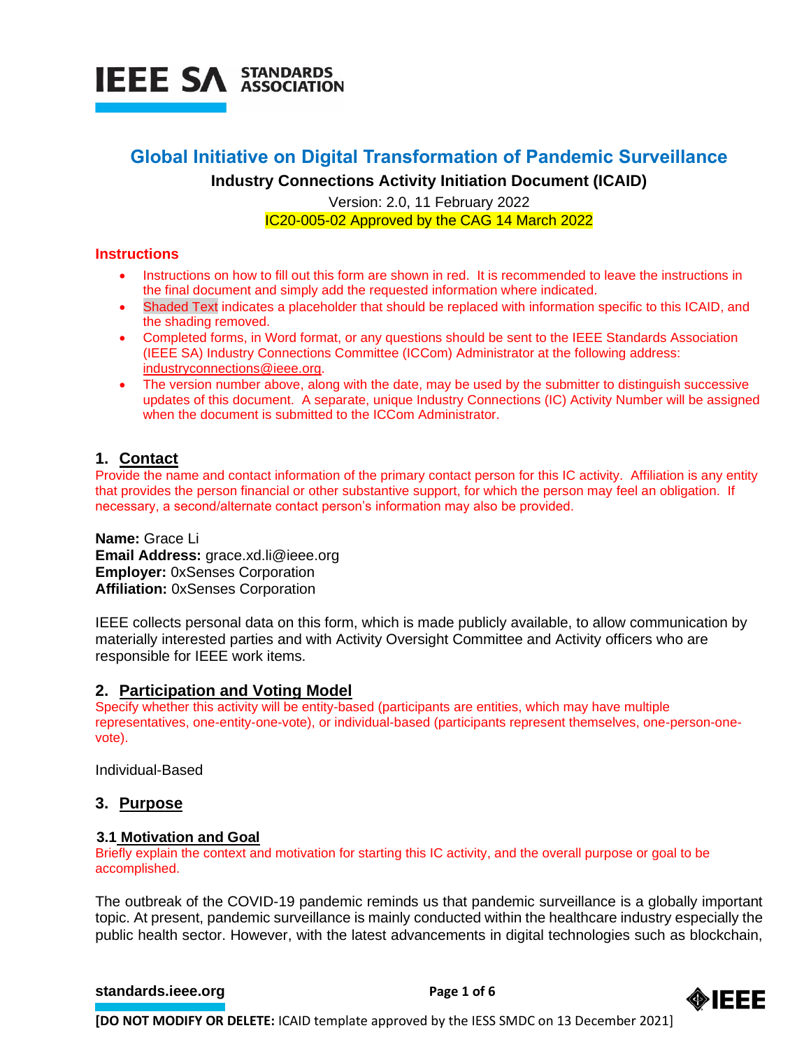IEEE SA STANDARDS ASSOCIATION

# Global Initiative on Digital Transformation of Pandemic Surveillance

**Industry Connections Activity Initiation Document (ICAID)**

Version: 2.0, 11 February 2022

IC20-005-02 Approved by the CAG 14 March 2022

## Instructions

- Instructions on how to fill out this form are shown in red. It is recommended to leave the instructions in the final document and simply add the requested information where indicated.
- Shaded Text indicates a placeholder that should be replaced with information specific to this ICAID, and the shading removed.
- Completed forms, in Word format, or any questions should be sent to the IEEE Standards Association (IEEE SA) Industry Connections Committee (ICCom) Administrator at the following address: industryconnections@ieee.org.
- The version number above, along with the date, may be used by the submitter to distinguish successive updates of this document. A separate, unique Industry Connections (IC) Activity Number will be assigned when the document is submitted to the ICCom Administrator.

## 1. Contact

Provide the name and contact information of the primary contact person for this IC activity. Affiliation is any entity that provides the person financial or other substantive support, for which the person may feel an obligation. If necessary, a second/alternate contact person's information may also be provided.

**Name:** Grace Li
**Email Address:** grace.xd.li@ieee.org
**Employer:** 0xSenses Corporation
**Affiliation:** 0xSenses Corporation

IEEE collects personal data on this form, which is made publicly available, to allow communication by materially interested parties and with Activity Oversight Committee and Activity officers who are responsible for IEEE work items.

## 2. Participation and Voting Model

Specify whether this activity will be entity-based (participants are entities, which may have multiple representatives, one-entity-one-vote), or individual-based (participants represent themselves, one-person-one-vote).

Individual-Based

## 3. Purpose

### 3.1 Motivation and Goal

Briefly explain the context and motivation for starting this IC activity, and the overall purpose or goal to be accomplished.

The outbreak of the COVID-19 pandemic reminds us that pandemic surveillance is a globally important topic. At present, pandemic surveillance is mainly conducted within the healthcare industry especially the public health sector. However, with the latest advancements in digital technologies such as blockchain,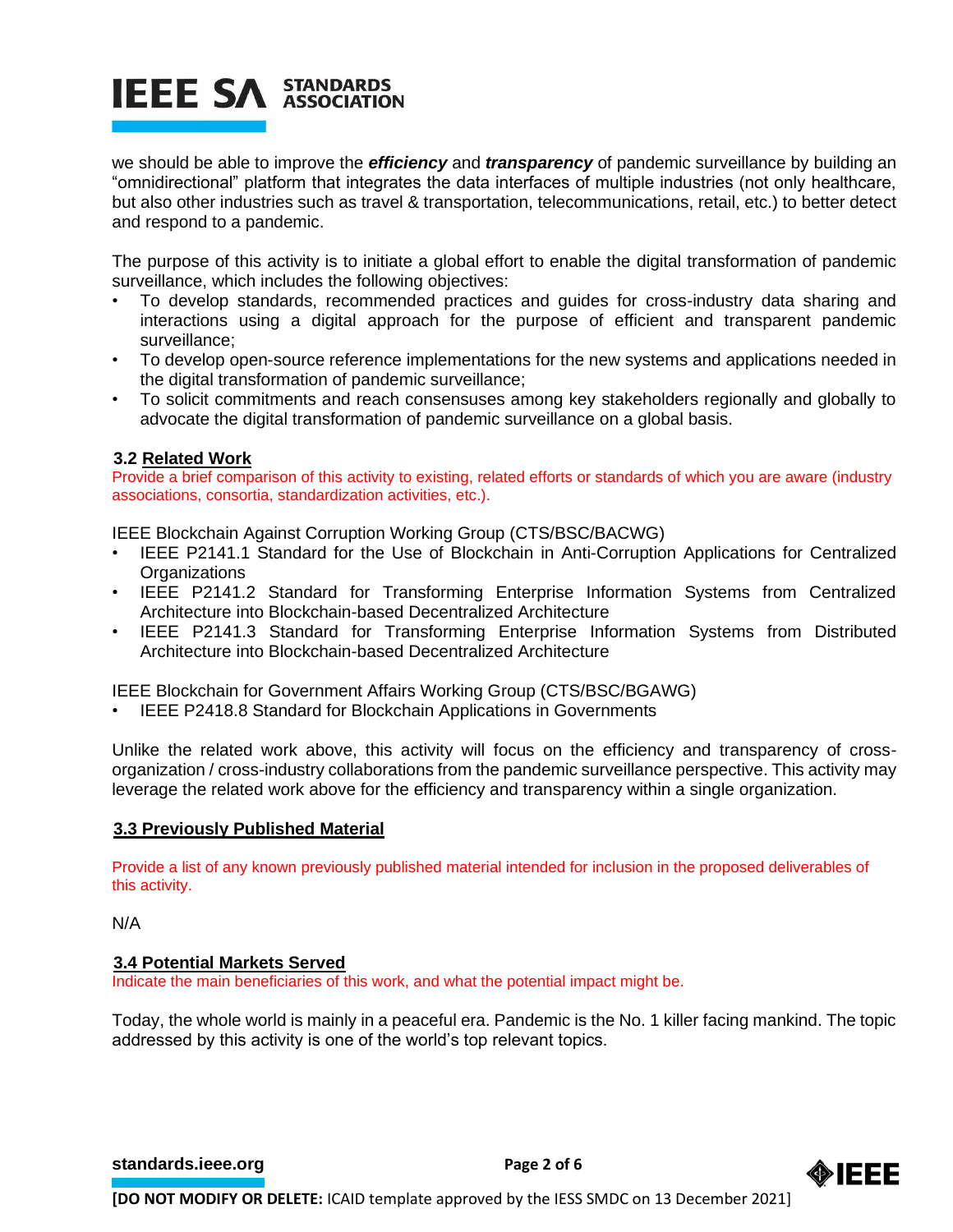we should be able to improve the ***efficiency*** and ***transparency*** of pandemic surveillance by building an "omnidirectional" platform that integrates the data interfaces of multiple industries (not only healthcare, but also other industries such as travel & transportation, telecommunications, retail, etc.) to better detect and respond to a pandemic.

The purpose of this activity is to initiate a global effort to enable the digital transformation of pandemic surveillance, which includes the following objectives:

- To develop standards, recommended practices and guides for cross-industry data sharing and interactions using a digital approach for the purpose of efficient and transparent pandemic surveillance;
- To develop open-source reference implementations for the new systems and applications needed in the digital transformation of pandemic surveillance;
- To solicit commitments and reach consensuses among key stakeholders regionally and globally to advocate the digital transformation of pandemic surveillance on a global basis.

### 3.2 Related Work

Provide a brief comparison of this activity to existing, related efforts or standards of which you are aware (industry associations, consortia, standardization activities, etc.).

IEEE Blockchain Against Corruption Working Group (CTS/BSC/BACWG)

- IEEE P2141.1 Standard for the Use of Blockchain in Anti-Corruption Applications for Centralized Organizations
- IEEE P2141.2 Standard for Transforming Enterprise Information Systems from Centralized Architecture into Blockchain-based Decentralized Architecture
- IEEE P2141.3 Standard for Transforming Enterprise Information Systems from Distributed Architecture into Blockchain-based Decentralized Architecture

IEEE Blockchain for Government Affairs Working Group (CTS/BSC/BGAWG)

- IEEE P2418.8 Standard for Blockchain Applications in Governments

Unlike the related work above, this activity will focus on the efficiency and transparency of cross-organization / cross-industry collaborations from the pandemic surveillance perspective. This activity may leverage the related work above for the efficiency and transparency within a single organization.

### 3.3 Previously Published Material

Provide a list of any known previously published material intended for inclusion in the proposed deliverables of this activity.

N/A

### 3.4 Potential Markets Served

Indicate the main beneficiaries of this work, and what the potential impact might be.

Today, the whole world is mainly in a peaceful era. Pandemic is the No. 1 killer facing mankind. The topic addressed by this activity is one of the world's top relevant topics.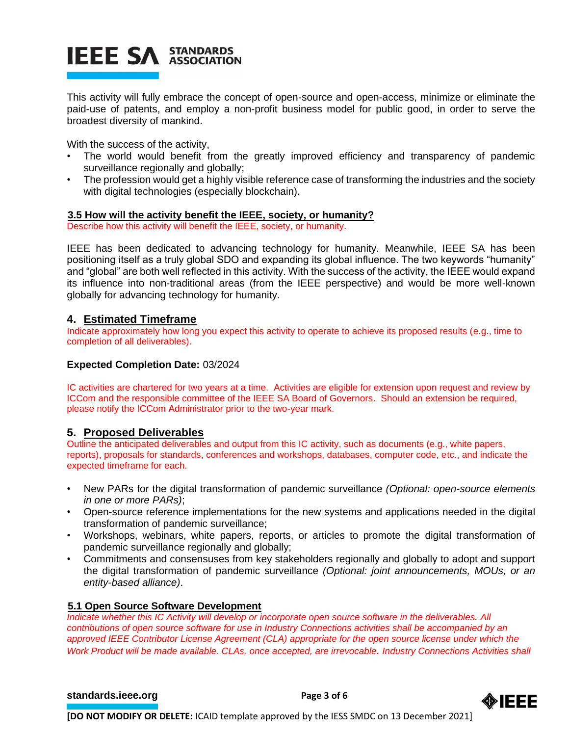This activity will fully embrace the concept of open-source and open-access, minimize or eliminate the paid-use of patents, and employ a non-profit business model for public good, in order to serve the broadest diversity of mankind.

With the success of the activity,

- The world would benefit from the greatly improved efficiency and transparency of pandemic surveillance regionally and globally;
- The profession would get a highly visible reference case of transforming the industries and the society with digital technologies (especially blockchain).

### 3.5 How will the activity benefit the IEEE, society, or humanity?

Describe how this activity will benefit the IEEE, society, or humanity.

IEEE has been dedicated to advancing technology for humanity. Meanwhile, IEEE SA has been positioning itself as a truly global SDO and expanding its global influence. The two keywords "humanity" and "global" are both well reflected in this activity. With the success of the activity, the IEEE would expand its influence into non-traditional areas (from the IEEE perspective) and would be more well-known globally for advancing technology for humanity.

## 4. Estimated Timeframe

Indicate approximately how long you expect this activity to operate to achieve its proposed results (e.g., time to completion of all deliverables).

**Expected Completion Date:** 03/2024

IC activities are chartered for two years at a time. Activities are eligible for extension upon request and review by ICCom and the responsible committee of the IEEE SA Board of Governors. Should an extension be required, please notify the ICCom Administrator prior to the two-year mark.

## 5. Proposed Deliverables

Outline the anticipated deliverables and output from this IC activity, such as documents (e.g., white papers, reports), proposals for standards, conferences and workshops, databases, computer code, etc., and indicate the expected timeframe for each.

- New PARs for the digital transformation of pandemic surveillance *(Optional: open-source elements in one or more PARs)*;
- Open-source reference implementations for the new systems and applications needed in the digital transformation of pandemic surveillance;
- Workshops, webinars, white papers, reports, or articles to promote the digital transformation of pandemic surveillance regionally and globally;
- Commitments and consensuses from key stakeholders regionally and globally to adopt and support the digital transformation of pandemic surveillance *(Optional: joint announcements, MOUs, or an entity-based alliance)*.

### 5.1 Open Source Software Development

*Indicate whether this IC Activity will develop or incorporate open source software in the deliverables. All contributions of open source software for use in Industry Connections activities shall be accompanied by an approved IEEE Contributor License Agreement (CLA) appropriate for the open source license under which the Work Product will be made available. CLAs, once accepted, are irrevocable. Industry Connections Activities shall*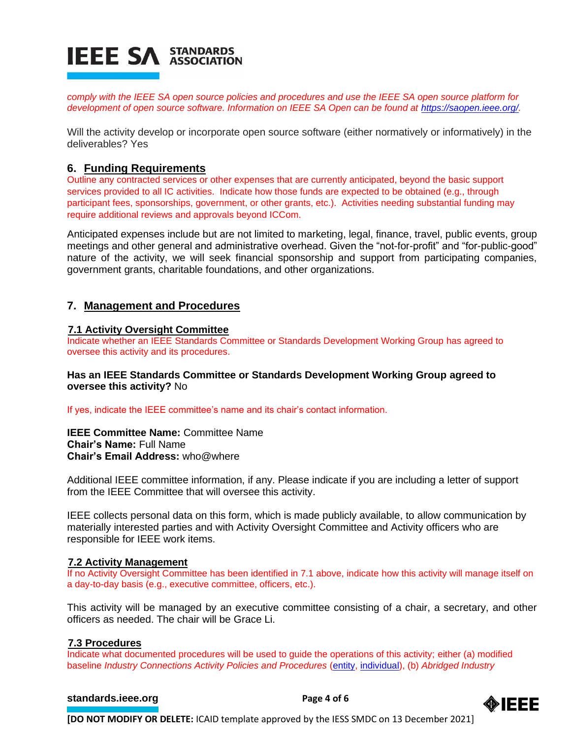*comply with the IEEE SA open source policies and procedures and use the IEEE SA open source platform for development of open source software. Information on IEEE SA Open can be found at [https://saopen.ieee.org/](https://saopen.ieee.org/).*

Will the activity develop or incorporate open source software (either normatively or informatively) in the deliverables? Yes

## 6. Funding Requirements

Outline any contracted services or other expenses that are currently anticipated, beyond the basic support services provided to all IC activities. Indicate how those funds are expected to be obtained (e.g., through participant fees, sponsorships, government, or other grants, etc.). Activities needing substantial funding may require additional reviews and approvals beyond ICCom.

Anticipated expenses include but are not limited to marketing, legal, finance, travel, public events, group meetings and other general and administrative overhead. Given the "not-for-profit" and "for-public-good" nature of the activity, we will seek financial sponsorship and support from participating companies, government grants, charitable foundations, and other organizations.

## 7. Management and Procedures

### 7.1 Activity Oversight Committee

Indicate whether an IEEE Standards Committee or Standards Development Working Group has agreed to oversee this activity and its procedures.

**Has an IEEE Standards Committee or Standards Development Working Group agreed to oversee this activity?** No

If yes, indicate the IEEE committee's name and its chair's contact information.

**IEEE Committee Name:** Committee Name
**Chair's Name:** Full Name
**Chair's Email Address:** who@where

Additional IEEE committee information, if any. Please indicate if you are including a letter of support from the IEEE Committee that will oversee this activity.

IEEE collects personal data on this form, which is made publicly available, to allow communication by materially interested parties and with Activity Oversight Committee and Activity officers who are responsible for IEEE work items.

### 7.2 Activity Management

If no Activity Oversight Committee has been identified in 7.1 above, indicate how this activity will manage itself on a day-to-day basis (e.g., executive committee, officers, etc.).

This activity will be managed by an executive committee consisting of a chair, a secretary, and other officers as needed. The chair will be Grace Li.

### 7.3 Procedures

Indicate what documented procedures will be used to guide the operations of this activity; either (a) modified baseline *Industry Connections Activity Policies and Procedures* (entity, individual), (b) *Abridged Industry*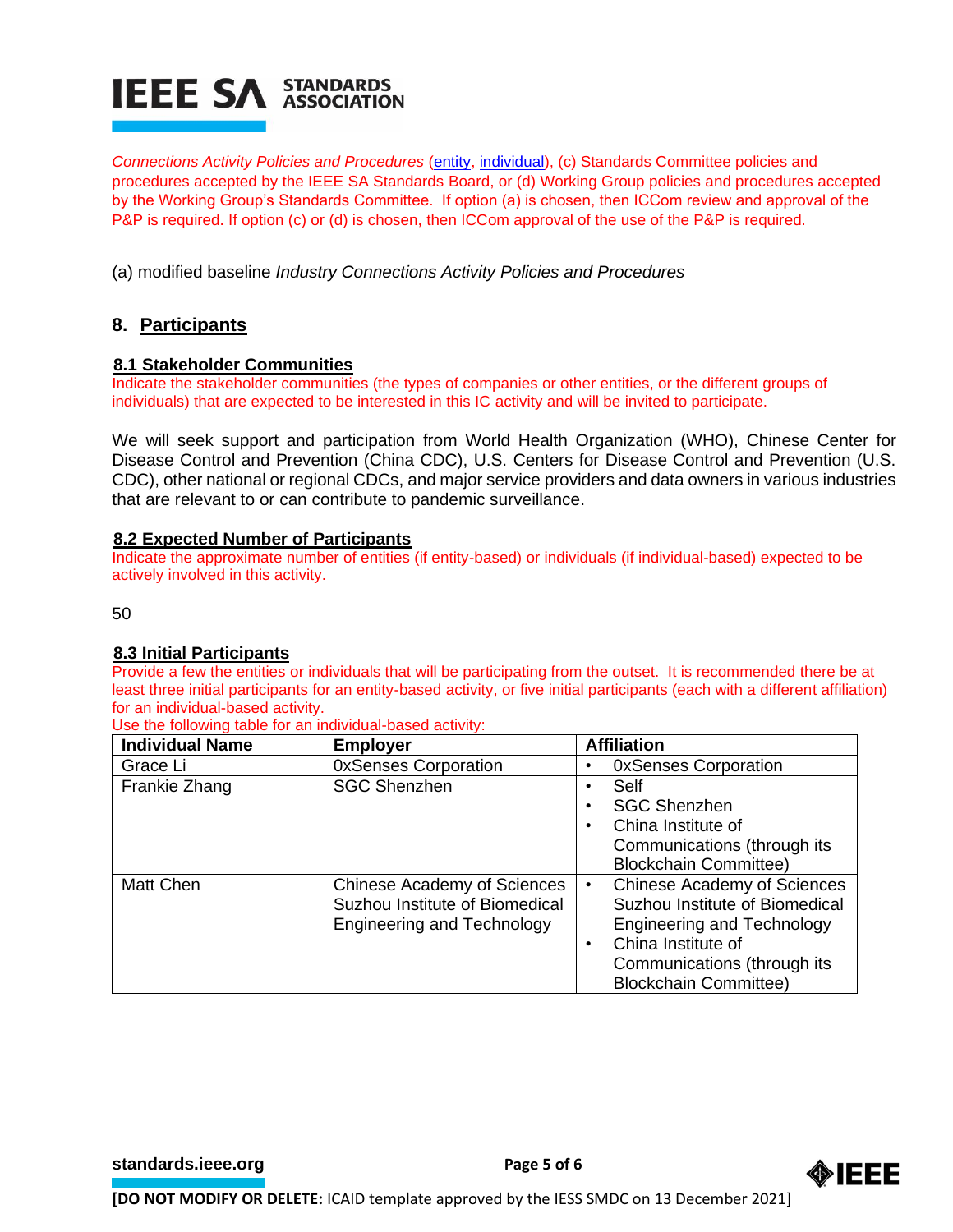*Connections Activity Policies and Procedures* (entity, individual), (c) Standards Committee policies and procedures accepted by the IEEE SA Standards Board, or (d) Working Group policies and procedures accepted by the Working Group's Standards Committee. If option (a) is chosen, then ICCom review and approval of the P&P is required. If option (c) or (d) is chosen, then ICCom approval of the use of the P&P is required.

(a) modified baseline *Industry Connections Activity Policies and Procedures*

## 8. Participants

### 8.1 Stakeholder Communities

Indicate the stakeholder communities (the types of companies or other entities, or the different groups of individuals) that are expected to be interested in this IC activity and will be invited to participate.

We will seek support and participation from World Health Organization (WHO), Chinese Center for Disease Control and Prevention (China CDC), U.S. Centers for Disease Control and Prevention (U.S. CDC), other national or regional CDCs, and major service providers and data owners in various industries that are relevant to or can contribute to pandemic surveillance.

### 8.2 Expected Number of Participants

Indicate the approximate number of entities (if entity-based) or individuals (if individual-based) expected to be actively involved in this activity.

50

### 8.3 Initial Participants

Provide a few the entities or individuals that will be participating from the outset. It is recommended there be at least three initial participants for an entity-based activity, or five initial participants (each with a different affiliation) for an individual-based activity.

Use the following table for an individual-based activity:

| Individual Name | Employer | Affiliation |
| --- | --- | --- |
| Grace Li | 0xSenses Corporation | • 0xSenses Corporation |
| Frankie Zhang | SGC Shenzhen | • Self<br>• SGC Shenzhen<br>• China Institute of Communications (through its Blockchain Committee) |
| Matt Chen | Chinese Academy of Sciences Suzhou Institute of Biomedical Engineering and Technology | • Chinese Academy of Sciences Suzhou Institute of Biomedical Engineering and Technology<br>• China Institute of Communications (through its Blockchain Committee) |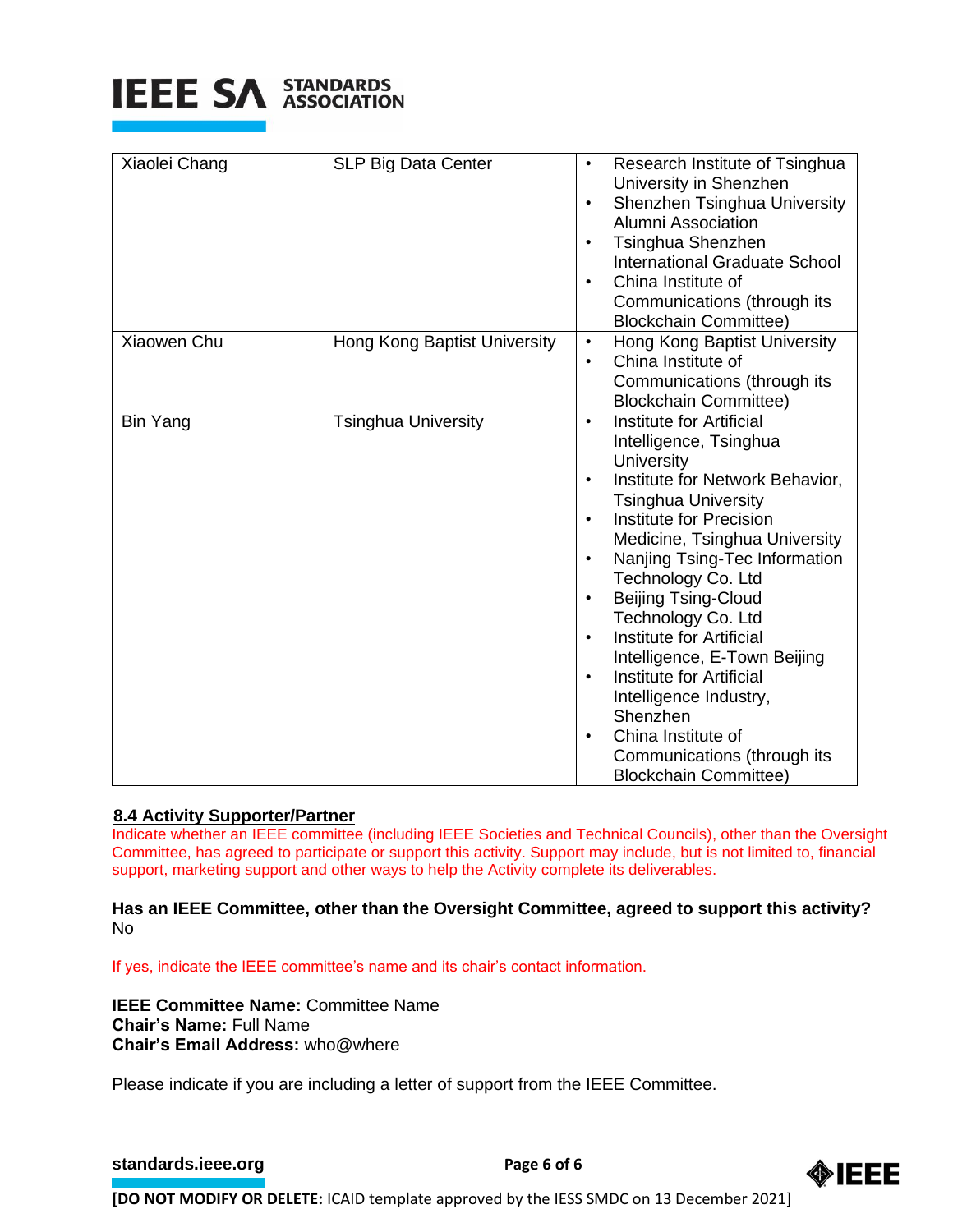| | | |
|---|---|---|
| Xiaolei Chang | SLP Big Data Center | • Research Institute of Tsinghua University in Shenzhen<br>• Shenzhen Tsinghua University Alumni Association<br>• Tsinghua Shenzhen International Graduate School<br>• China Institute of Communications (through its Blockchain Committee) |
| Xiaowen Chu | Hong Kong Baptist University | • Hong Kong Baptist University<br>• China Institute of Communications (through its Blockchain Committee) |
| Bin Yang | Tsinghua University | • Institute for Artificial Intelligence, Tsinghua University<br>• Institute for Network Behavior, Tsinghua University<br>• Institute for Precision Medicine, Tsinghua University<br>• Nanjing Tsing-Tec Information Technology Co. Ltd<br>• Beijing Tsing-Cloud Technology Co. Ltd<br>• Institute for Artificial Intelligence, E-Town Beijing<br>• Institute for Artificial Intelligence Industry, Shenzhen<br>• China Institute of Communications (through its Blockchain Committee) |

## 8.4 Activity Supporter/Partner

Indicate whether an IEEE committee (including IEEE Societies and Technical Councils), other than the Oversight Committee, has agreed to participate or support this activity. Support may include, but is not limited to, financial support, marketing support and other ways to help the Activity complete its deliverables.

**Has an IEEE Committee, other than the Oversight Committee, agreed to support this activity?**
No

If yes, indicate the IEEE committee's name and its chair's contact information.

**IEEE Committee Name:** Committee Name
**Chair's Name:** Full Name
**Chair's Email Address:** who@where

Please indicate if you are including a letter of support from the IEEE Committee.

**[DO NOT MODIFY OR DELETE:** ICAID template approved by the IESS SMDC on 13 December 2021]